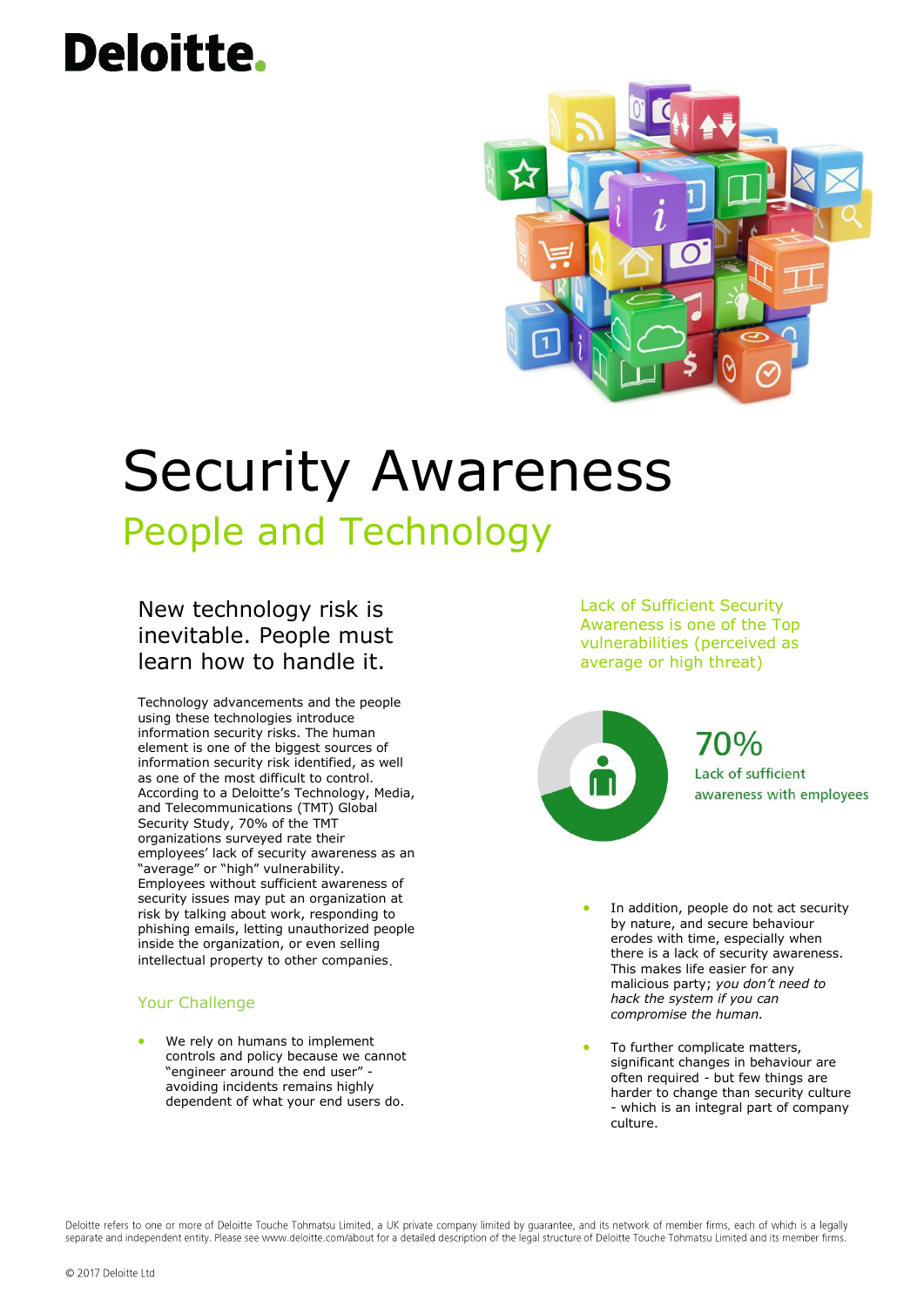Deloitte.

# Security Awareness

## People and Technology

### New technology risk is inevitable. People must learn how to handle it.

Technology advancements and the people using these technologies introduce information security risks. The human element is one of the biggest sources of information security risk identified, as well as one of the most difficult to control. According to a Deloitte's Technology, Media, and Telecommunications (TMT) Global Security Study, 70% of the TMT organizations surveyed rate their employees' lack of security awareness as an "average" or "high" vulnerability. Employees without sufficient awareness of security issues may put an organization at risk by talking about work, responding to phishing emails, letting unauthorized people inside the organization, or even selling intellectual property to other companies.

### Your Challenge

- We rely on humans to implement controls and policy because we cannot "engineer around the end user" - avoiding incidents remains highly dependent of what your end users do.

Lack of Sufficient Security Awareness is one of the Top vulnerabilities (perceived as average or high threat)

70%
Lack of sufficient awareness with employees

- In addition, people do not act security by nature, and secure behaviour erodes with time, especially when there is a lack of security awareness. This makes life easier for any malicious party; *you don't need to hack the system if you can compromise the human.*

- To further complicate matters, significant changes in behaviour are often required - but few things are harder to change than security culture - which is an integral part of company culture.

Deloitte refers to one or more of Deloitte Touche Tohmatsu Limited, a UK private company limited by guarantee, and its network of member firms, each of which is a legally separate and independent entity. Please see www.deloitte.com/about for a detailed description of the legal structure of Deloitte Touche Tohmatsu Limited and its member firms.

© 2017 Deloitte Ltd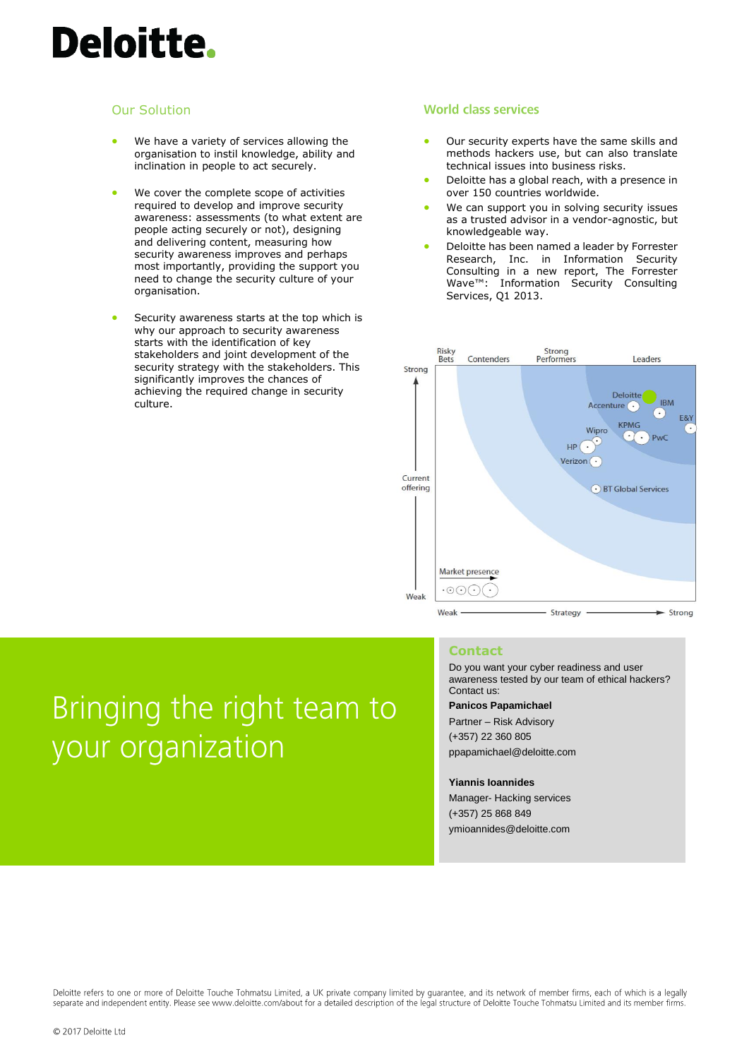## Our Solution

- We have a variety of services allowing the organisation to instil knowledge, ability and inclination in people to act securely.
- We cover the complete scope of activities required to develop and improve security awareness: assessments (to what extent are people acting securely or not), designing and delivering content, measuring how security awareness improves and perhaps most importantly, providing the support you need to change the security culture of your organisation.
- Security awareness starts at the top which is why our approach to security awareness starts with the identification of key stakeholders and joint development of the security strategy with the stakeholders. This significantly improves the chances of achieving the required change in security culture.

## World class services

- Our security experts have the same skills and methods hackers use, but can also translate technical issues into business risks.
- Deloitte has a global reach, with a presence in over 150 countries worldwide.
- We can support you in solving security issues as a trusted advisor in a vendor-agnostic, but knowledgeable way.
- Deloitte has been named a leader by Forrester Research, Inc. in Information Security Consulting in a new report, The Forrester Wave™: Information Security Consulting Services, Q1 2013.

Risky Bets
Contenders
Strong Performers
Leaders
Strong
Current offering
Weak
Deloitte
Accenture
IBM
E&Y
KPMG
Wipro
PwC
HP
Verizon
BT Global Services
Market presence
Weak
Strategy
Strong

# Bringing the right team to your organization

## Contact

Do you want your cyber readiness and user awareness tested by our team of ethical hackers? Contact us:

**Panicos Papamichael**
Partner – Risk Advisory
(+357) 22 360 805
ppapamichael@deloitte.com

**Yiannis Ioannides**
Manager- Hacking services
(+357) 25 868 849
ymioannides@deloitte.com

Deloitte refers to one or more of Deloitte Touche Tohmatsu Limited, a UK private company limited by guarantee, and its network of member firms, each of which is a legally separate and independent entity. Please see www.deloitte.com/about for a detailed description of the legal structure of Deloitte Touche Tohmatsu Limited and its member firms.

© 2017 Deloitte Ltd